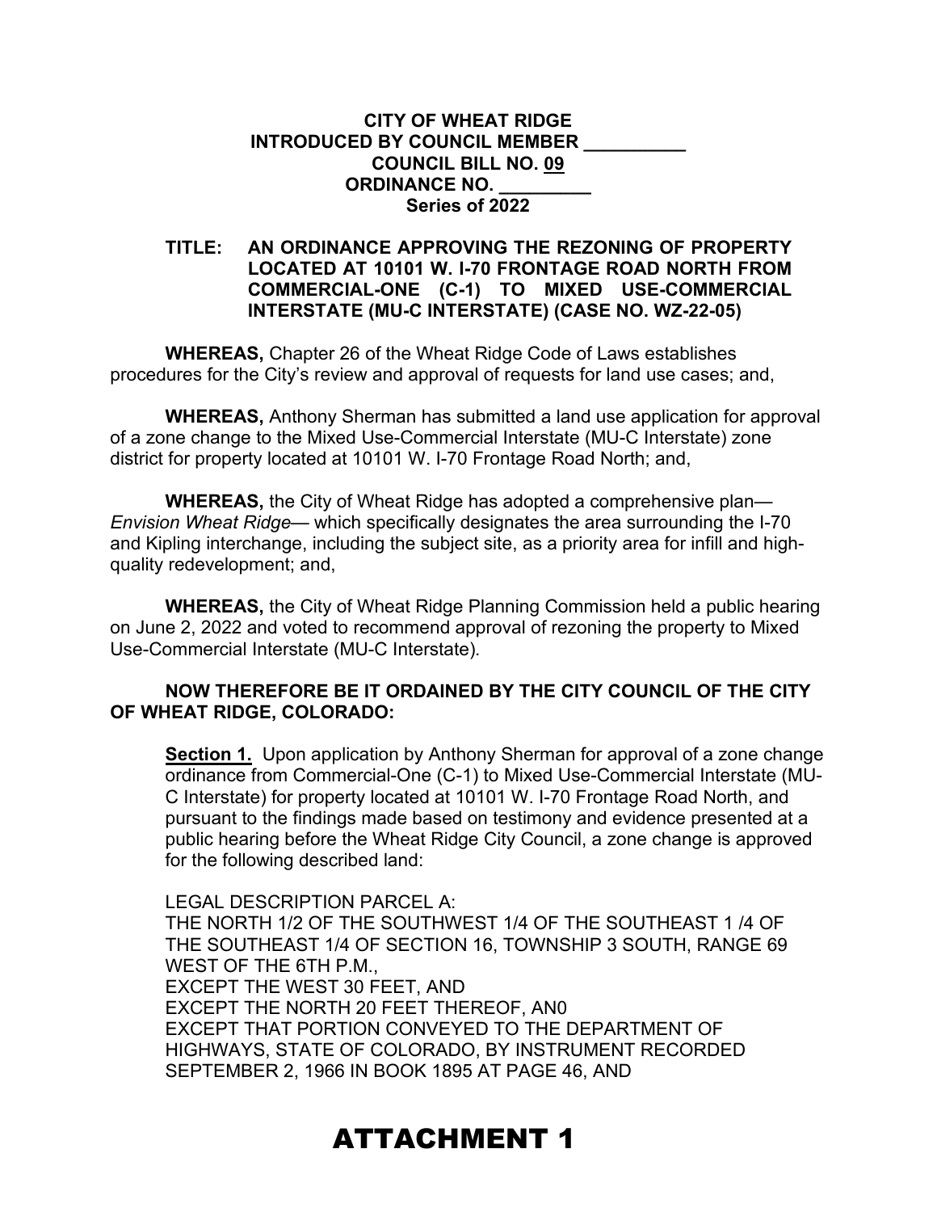**CITY OF WHEAT RIDGE**
**INTRODUCED BY COUNCIL MEMBER __________**
**COUNCIL BILL NO. 09**
**ORDINANCE NO. _________**
**Series of 2022**

**TITLE: AN ORDINANCE APPROVING THE REZONING OF PROPERTY LOCATED AT 10101 W. I-70 FRONTAGE ROAD NORTH FROM COMMERCIAL-ONE (C-1) TO MIXED USE-COMMERCIAL INTERSTATE (MU-C INTERSTATE) (CASE NO. WZ-22-05)**

**WHEREAS,** Chapter 26 of the Wheat Ridge Code of Laws establishes procedures for the City's review and approval of requests for land use cases; and,

**WHEREAS,** Anthony Sherman has submitted a land use application for approval of a zone change to the Mixed Use-Commercial Interstate (MU-C Interstate) zone district for property located at 10101 W. I-70 Frontage Road North; and,

**WHEREAS,** the City of Wheat Ridge has adopted a comprehensive plan—*Envision Wheat Ridge*— which specifically designates the area surrounding the I-70 and Kipling interchange, including the subject site, as a priority area for infill and high-quality redevelopment; and,

**WHEREAS,** the City of Wheat Ridge Planning Commission held a public hearing on June 2, 2022 and voted to recommend approval of rezoning the property to Mixed Use-Commercial Interstate (MU-C Interstate).

**NOW THEREFORE BE IT ORDAINED BY THE CITY COUNCIL OF THE CITY OF WHEAT RIDGE, COLORADO:**

**Section 1.** Upon application by Anthony Sherman for approval of a zone change ordinance from Commercial-One (C-1) to Mixed Use-Commercial Interstate (MU-C Interstate) for property located at 10101 W. I-70 Frontage Road North, and pursuant to the findings made based on testimony and evidence presented at a public hearing before the Wheat Ridge City Council, a zone change is approved for the following described land:

LEGAL DESCRIPTION PARCEL A:
THE NORTH 1/2 OF THE SOUTHWEST 1/4 OF THE SOUTHEAST 1 /4 OF THE SOUTHEAST 1/4 OF SECTION 16, TOWNSHIP 3 SOUTH, RANGE 69 WEST OF THE 6TH P.M.,
EXCEPT THE WEST 30 FEET, AND
EXCEPT THE NORTH 20 FEET THEREOF, AN0
EXCEPT THAT PORTION CONVEYED TO THE DEPARTMENT OF HIGHWAYS, STATE OF COLORADO, BY INSTRUMENT RECORDED SEPTEMBER 2, 1966 IN BOOK 1895 AT PAGE 46, AND

# ATTACHMENT 1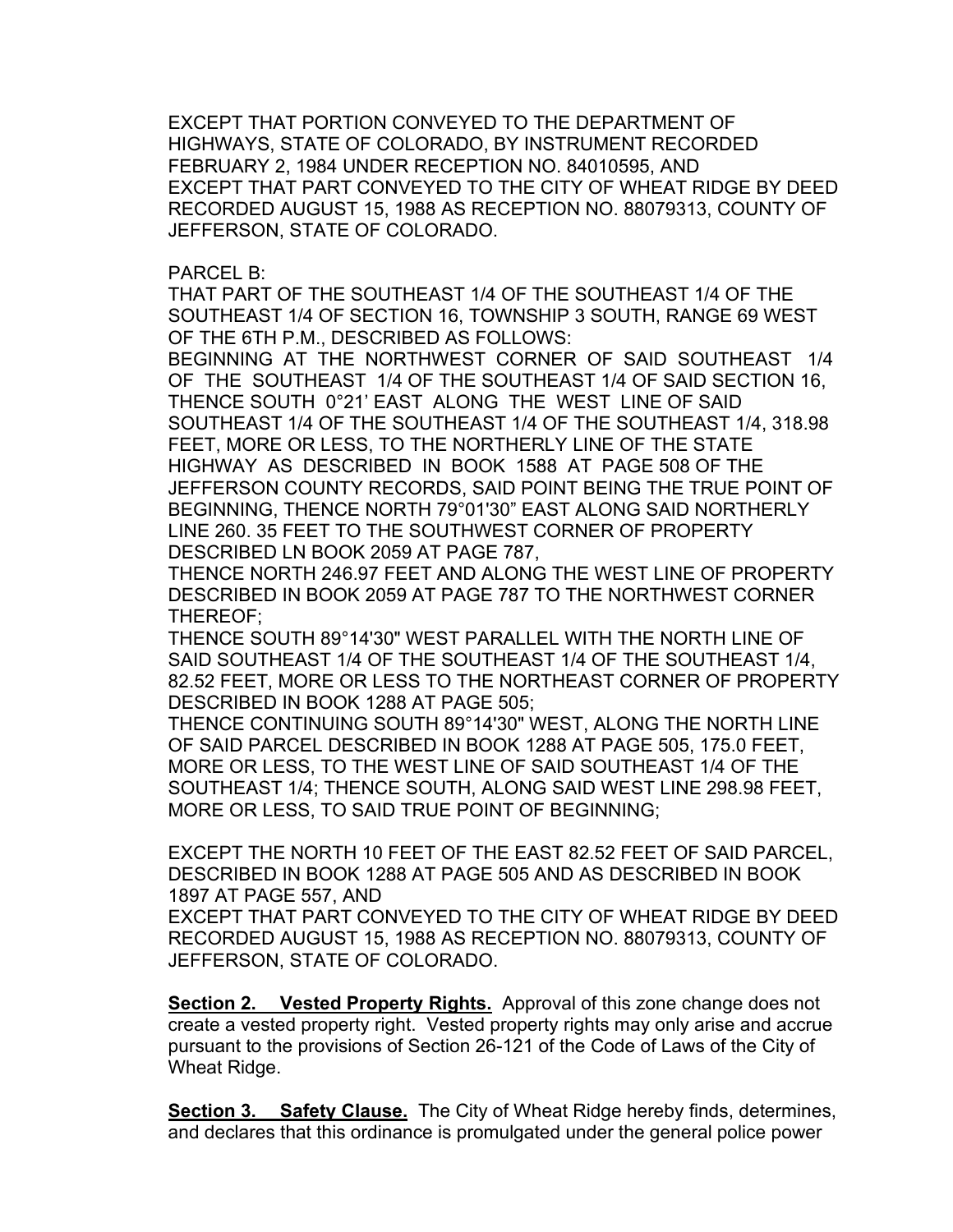EXCEPT THAT PORTION CONVEYED TO THE DEPARTMENT OF HIGHWAYS, STATE OF COLORADO, BY INSTRUMENT RECORDED FEBRUARY 2, 1984 UNDER RECEPTION NO. 84010595, AND EXCEPT THAT PART CONVEYED TO THE CITY OF WHEAT RIDGE BY DEED RECORDED AUGUST 15, 1988 AS RECEPTION NO. 88079313, COUNTY OF JEFFERSON, STATE OF COLORADO.

PARCEL B:
THAT PART OF THE SOUTHEAST 1/4 OF THE SOUTHEAST 1/4 OF THE SOUTHEAST 1/4 OF SECTION 16, TOWNSHIP 3 SOUTH, RANGE 69 WEST OF THE 6TH P.M., DESCRIBED AS FOLLOWS:
BEGINNING AT THE NORTHWEST CORNER OF SAID SOUTHEAST 1/4 OF THE SOUTHEAST 1/4 OF THE SOUTHEAST 1/4 OF SAID SECTION 16, THENCE SOUTH 0°21' EAST ALONG THE WEST LINE OF SAID SOUTHEAST 1/4 OF THE SOUTHEAST 1/4 OF THE SOUTHEAST 1/4, 318.98 FEET, MORE OR LESS, TO THE NORTHERLY LINE OF THE STATE HIGHWAY AS DESCRIBED IN BOOK 1588 AT PAGE 508 OF THE JEFFERSON COUNTY RECORDS, SAID POINT BEING THE TRUE POINT OF BEGINNING, THENCE NORTH 79°01'30" EAST ALONG SAID NORTHERLY LINE 260. 35 FEET TO THE SOUTHWEST CORNER OF PROPERTY DESCRIBED LN BOOK 2059 AT PAGE 787,
THENCE NORTH 246.97 FEET AND ALONG THE WEST LINE OF PROPERTY DESCRIBED IN BOOK 2059 AT PAGE 787 TO THE NORTHWEST CORNER THEREOF;
THENCE SOUTH 89°14'30" WEST PARALLEL WITH THE NORTH LINE OF SAID SOUTHEAST 1/4 OF THE SOUTHEAST 1/4 OF THE SOUTHEAST 1/4, 82.52 FEET, MORE OR LESS TO THE NORTHEAST CORNER OF PROPERTY DESCRIBED IN BOOK 1288 AT PAGE 505;
THENCE CONTINUING SOUTH 89°14'30" WEST, ALONG THE NORTH LINE OF SAID PARCEL DESCRIBED IN BOOK 1288 AT PAGE 505, 175.0 FEET, MORE OR LESS, TO THE WEST LINE OF SAID SOUTHEAST 1/4 OF THE SOUTHEAST 1/4; THENCE SOUTH, ALONG SAID WEST LINE 298.98 FEET, MORE OR LESS, TO SAID TRUE POINT OF BEGINNING;

EXCEPT THE NORTH 10 FEET OF THE EAST 82.52 FEET OF SAID PARCEL, DESCRIBED IN BOOK 1288 AT PAGE 505 AND AS DESCRIBED IN BOOK 1897 AT PAGE 557, AND
EXCEPT THAT PART CONVEYED TO THE CITY OF WHEAT RIDGE BY DEED RECORDED AUGUST 15, 1988 AS RECEPTION NO. 88079313, COUNTY OF JEFFERSON, STATE OF COLORADO.

**Section 2. Vested Property Rights.** Approval of this zone change does not create a vested property right. Vested property rights may only arise and accrue pursuant to the provisions of Section 26-121 of the Code of Laws of the City of Wheat Ridge.

**Section 3. Safety Clause.** The City of Wheat Ridge hereby finds, determines, and declares that this ordinance is promulgated under the general police power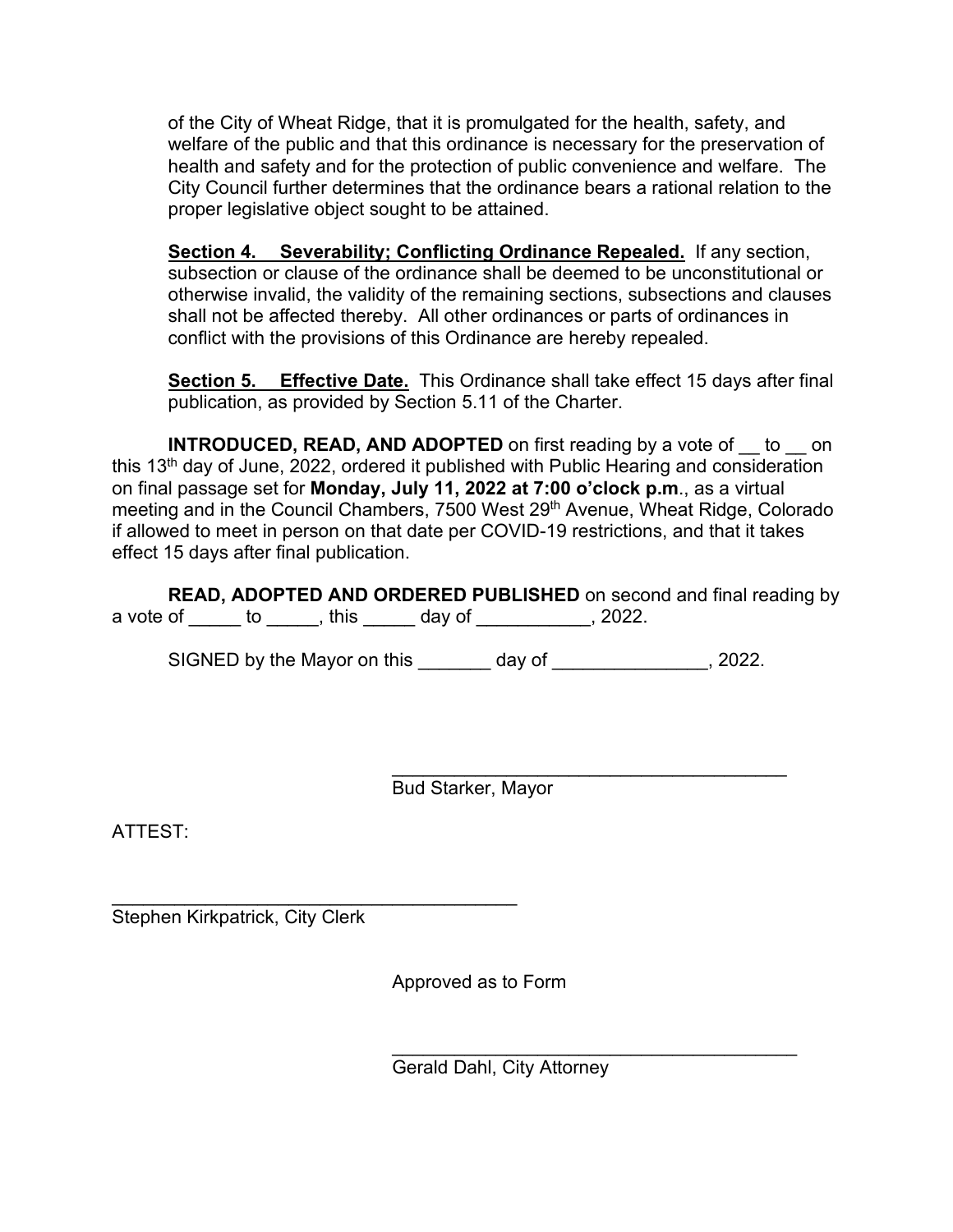of the City of Wheat Ridge, that it is promulgated for the health, safety, and welfare of the public and that this ordinance is necessary for the preservation of health and safety and for the protection of public convenience and welfare. The City Council further determines that the ordinance bears a rational relation to the proper legislative object sought to be attained.

**Section 4. Severability; Conflicting Ordinance Repealed.** If any section, subsection or clause of the ordinance shall be deemed to be unconstitutional or otherwise invalid, the validity of the remaining sections, subsections and clauses shall not be affected thereby. All other ordinances or parts of ordinances in conflict with the provisions of this Ordinance are hereby repealed.

**Section 5. Effective Date.** This Ordinance shall take effect 15 days after final publication, as provided by Section 5.11 of the Charter.

**INTRODUCED, READ, AND ADOPTED** on first reading by a vote of __ to __ on this 13th day of June, 2022, ordered it published with Public Hearing and consideration on final passage set for **Monday, July 11, 2022 at 7:00 o'clock p.m**., as a virtual meeting and in the Council Chambers, 7500 West 29th Avenue, Wheat Ridge, Colorado if allowed to meet in person on that date per COVID-19 restrictions, and that it takes effect 15 days after final publication.

**READ, ADOPTED AND ORDERED PUBLISHED** on second and final reading by a vote of _____ to _____, this _____ day of ___________, 2022.

SIGNED by the Mayor on this _______ day of _______________, 2022.

________________________________________
Bud Starker, Mayor

ATTEST:

________________________________________
Stephen Kirkpatrick, City Clerk

Approved as to Form

________________________________________
Gerald Dahl, City Attorney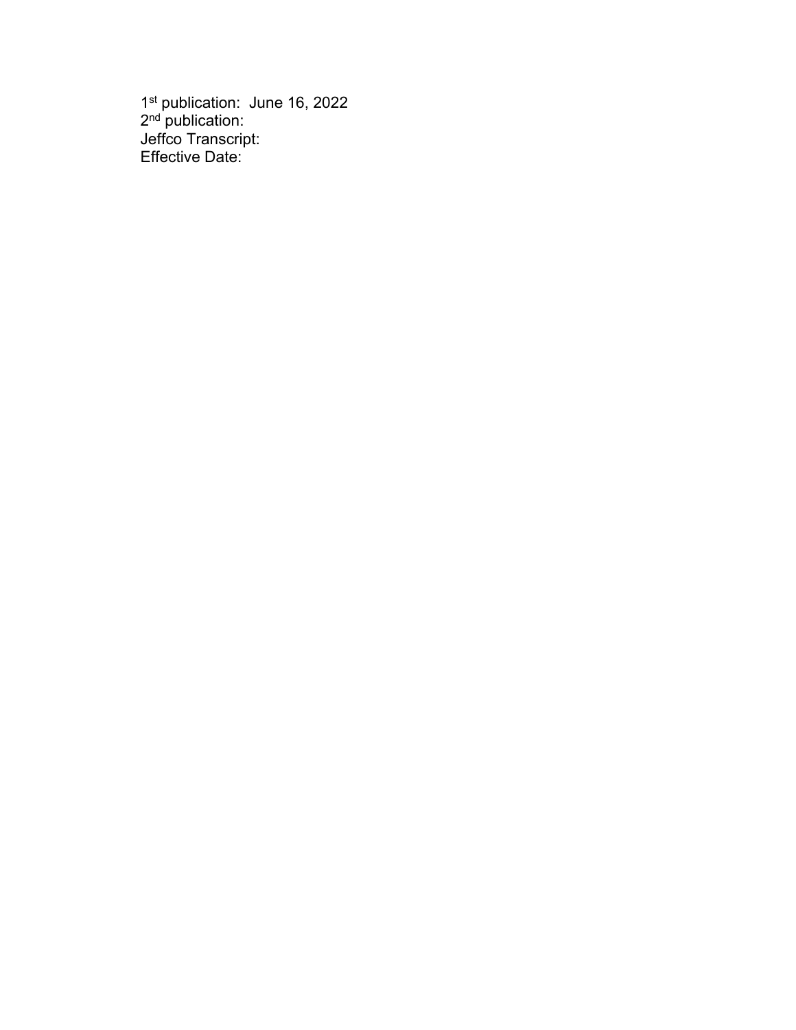1st publication: June 16, 2022
2nd publication:
Jeffco Transcript:
Effective Date: